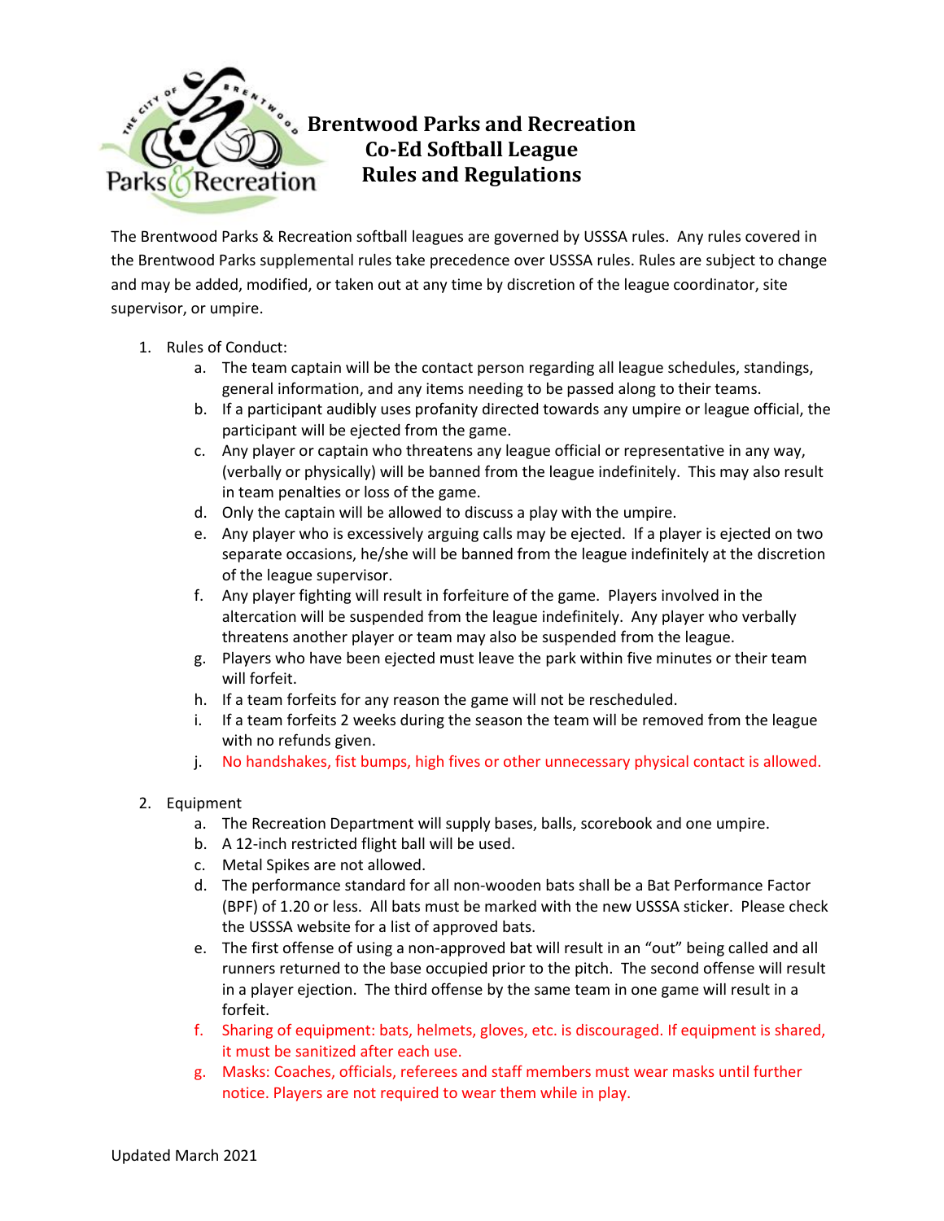# Brentwood Parks and Recreation
# Co-Ed Softball League
# Rules and Regulations

The Brentwood Parks & Recreation softball leagues are governed by USSSA rules. Any rules covered in the Brentwood Parks supplemental rules take precedence over USSSA rules. Rules are subject to change and may be added, modified, or taken out at any time by discretion of the league coordinator, site supervisor, or umpire.

1. Rules of Conduct:
    a. The team captain will be the contact person regarding all league schedules, standings, general information, and any items needing to be passed along to their teams.
    b. If a participant audibly uses profanity directed towards any umpire or league official, the participant will be ejected from the game.
    c. Any player or captain who threatens any league official or representative in any way, (verbally or physically) will be banned from the league indefinitely. This may also result in team penalties or loss of the game.
    d. Only the captain will be allowed to discuss a play with the umpire.
    e. Any player who is excessively arguing calls may be ejected. If a player is ejected on two separate occasions, he/she will be banned from the league indefinitely at the discretion of the league supervisor.
    f. Any player fighting will result in forfeiture of the game. Players involved in the altercation will be suspended from the league indefinitely. Any player who verbally threatens another player or team may also be suspended from the league.
    g. Players who have been ejected must leave the park within five minutes or their team will forfeit.
    h. If a team forfeits for any reason the game will not be rescheduled.
    i. If a team forfeits 2 weeks during the season the team will be removed from the league with no refunds given.
    j. No handshakes, fist bumps, high fives or other unnecessary physical contact is allowed.

2. Equipment
    a. The Recreation Department will supply bases, balls, scorebook and one umpire.
    b. A 12-inch restricted flight ball will be used.
    c. Metal Spikes are not allowed.
    d. The performance standard for all non-wooden bats shall be a Bat Performance Factor (BPF) of 1.20 or less. All bats must be marked with the new USSSA sticker. Please check the USSSA website for a list of approved bats.
    e. The first offense of using a non-approved bat will result in an "out" being called and all runners returned to the base occupied prior to the pitch. The second offense will result in a player ejection. The third offense by the same team in one game will result in a forfeit.
    f. Sharing of equipment: bats, helmets, gloves, etc. is discouraged. If equipment is shared, it must be sanitized after each use.
    g. Masks: Coaches, officials, referees and staff members must wear masks until further notice. Players are not required to wear them while in play.

Updated March 2021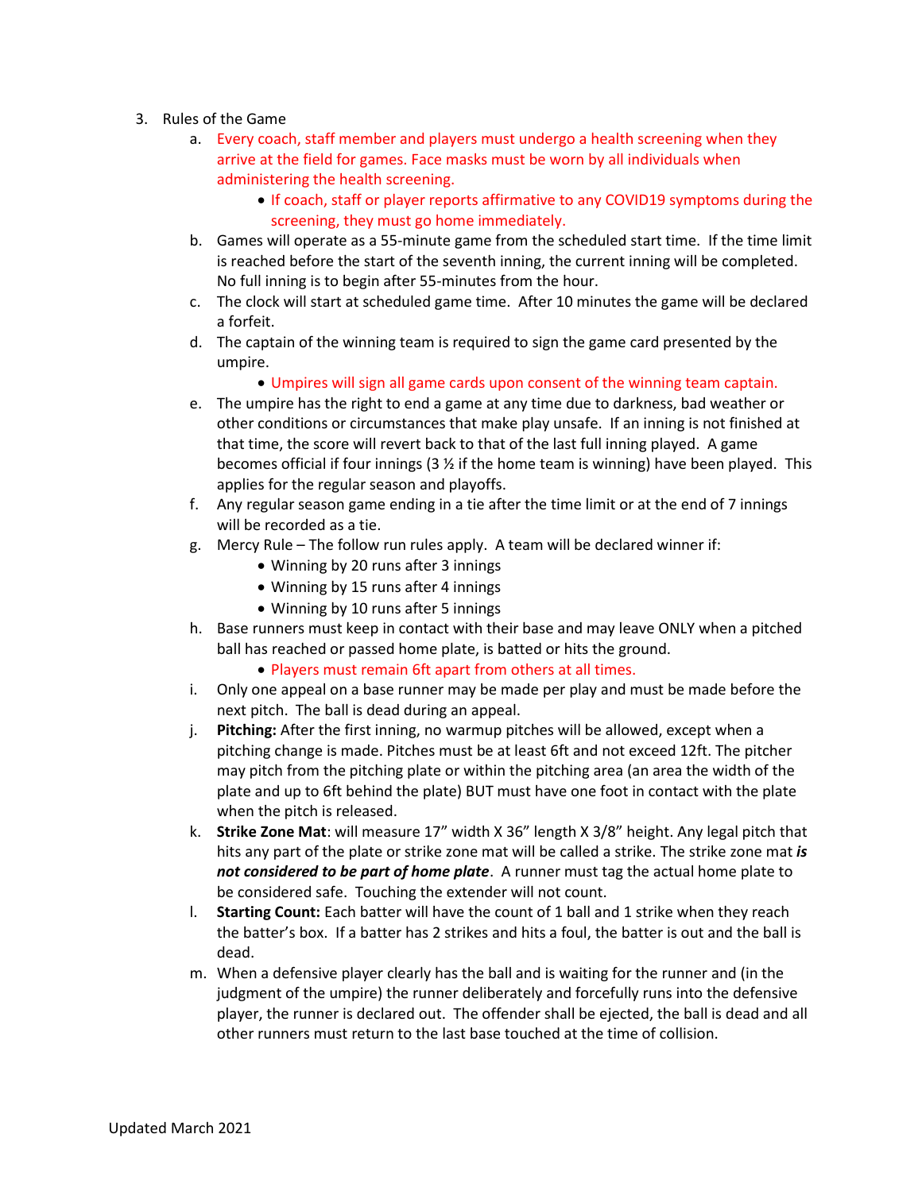3. Rules of the Game
    a. Every coach, staff member and players must undergo a health screening when they arrive at the field for games. Face masks must be worn by all individuals when administering the health screening.
        - If coach, staff or player reports affirmative to any COVID19 symptoms during the screening, they must go home immediately.
    b. Games will operate as a 55-minute game from the scheduled start time. If the time limit is reached before the start of the seventh inning, the current inning will be completed. No full inning is to begin after 55-minutes from the hour.
    c. The clock will start at scheduled game time. After 10 minutes the game will be declared a forfeit.
    d. The captain of the winning team is required to sign the game card presented by the umpire.
        - Umpires will sign all game cards upon consent of the winning team captain.
    e. The umpire has the right to end a game at any time due to darkness, bad weather or other conditions or circumstances that make play unsafe. If an inning is not finished at that time, the score will revert back to that of the last full inning played. A game becomes official if four innings (3 ½ if the home team is winning) have been played. This applies for the regular season and playoffs.
    f. Any regular season game ending in a tie after the time limit or at the end of 7 innings will be recorded as a tie.
    g. Mercy Rule – The follow run rules apply. A team will be declared winner if:
        - Winning by 20 runs after 3 innings
        - Winning by 15 runs after 4 innings
        - Winning by 10 runs after 5 innings
    h. Base runners must keep in contact with their base and may leave ONLY when a pitched ball has reached or passed home plate, is batted or hits the ground.
        - Players must remain 6ft apart from others at all times.
    i. Only one appeal on a base runner may be made per play and must be made before the next pitch. The ball is dead during an appeal.
    j. **Pitching:** After the first inning, no warmup pitches will be allowed, except when a pitching change is made. Pitches must be at least 6ft and not exceed 12ft. The pitcher may pitch from the pitching plate or within the pitching area (an area the width of the plate and up to 6ft behind the plate) BUT must have one foot in contact with the plate when the pitch is released.
    k. **Strike Zone Mat**: will measure 17" width X 36" length X 3/8" height. Any legal pitch that hits any part of the plate or strike zone mat will be called a strike. The strike zone mat ***is not considered to be part of home plate***. A runner must tag the actual home plate to be considered safe. Touching the extender will not count.
    l. **Starting Count:** Each batter will have the count of 1 ball and 1 strike when they reach the batter's box. If a batter has 2 strikes and hits a foul, the batter is out and the ball is dead.
    m. When a defensive player clearly has the ball and is waiting for the runner and (in the judgment of the umpire) the runner deliberately and forcefully runs into the defensive player, the runner is declared out. The offender shall be ejected, the ball is dead and all other runners must return to the last base touched at the time of collision.

Updated March 2021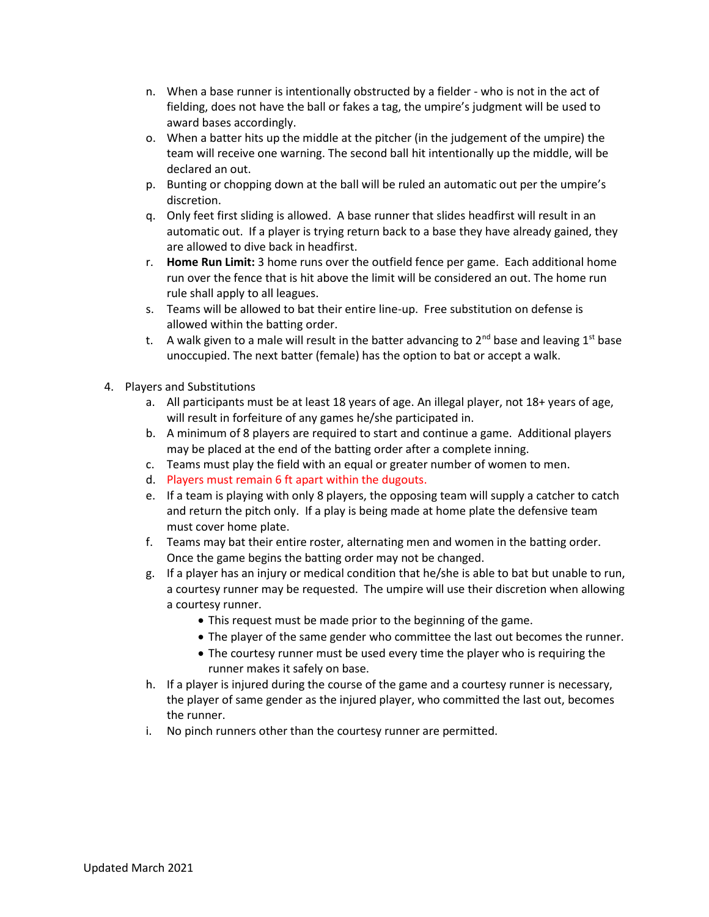n. When a base runner is intentionally obstructed by a fielder - who is not in the act of fielding, does not have the ball or fakes a tag, the umpire's judgment will be used to award bases accordingly.

o. When a batter hits up the middle at the pitcher (in the judgement of the umpire) the team will receive one warning. The second ball hit intentionally up the middle, will be declared an out.

p. Bunting or chopping down at the ball will be ruled an automatic out per the umpire's discretion.

q. Only feet first sliding is allowed. A base runner that slides headfirst will result in an automatic out. If a player is trying return back to a base they have already gained, they are allowed to dive back in headfirst.

r. **Home Run Limit:** 3 home runs over the outfield fence per game. Each additional home run over the fence that is hit above the limit will be considered an out. The home run rule shall apply to all leagues.

s. Teams will be allowed to bat their entire line-up. Free substitution on defense is allowed within the batting order.

t. A walk given to a male will result in the batter advancing to 2nd base and leaving 1st base unoccupied. The next batter (female) has the option to bat or accept a walk.

4. Players and Substitutions

   a. All participants must be at least 18 years of age. An illegal player, not 18+ years of age, will result in forfeiture of any games he/she participated in.

   b. A minimum of 8 players are required to start and continue a game. Additional players may be placed at the end of the batting order after a complete inning.

   c. Teams must play the field with an equal or greater number of women to men.

   d. Players must remain 6 ft apart within the dugouts.

   e. If a team is playing with only 8 players, the opposing team will supply a catcher to catch and return the pitch only. If a play is being made at home plate the defensive team must cover home plate.

   f. Teams may bat their entire roster, alternating men and women in the batting order. Once the game begins the batting order may not be changed.

   g. If a player has an injury or medical condition that he/she is able to bat but unable to run, a courtesy runner may be requested. The umpire will use their discretion when allowing a courtesy runner.
      - This request must be made prior to the beginning of the game.
      - The player of the same gender who committee the last out becomes the runner.
      - The courtesy runner must be used every time the player who is requiring the runner makes it safely on base.

   h. If a player is injured during the course of the game and a courtesy runner is necessary, the player of same gender as the injured player, who committed the last out, becomes the runner.

   i. No pinch runners other than the courtesy runner are permitted.

Updated March 2021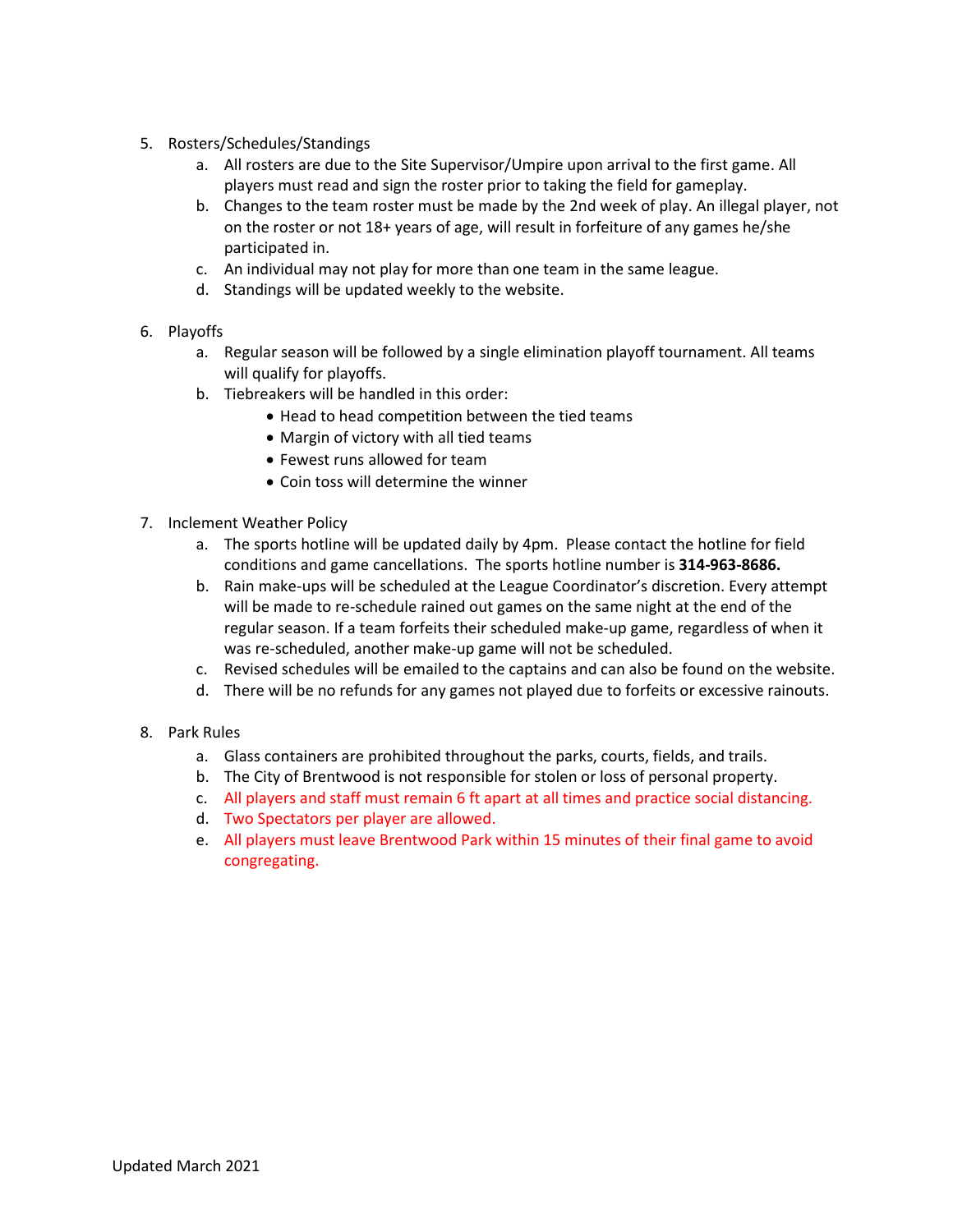5. Rosters/Schedules/Standings
    a. All rosters are due to the Site Supervisor/Umpire upon arrival to the first game. All players must read and sign the roster prior to taking the field for gameplay.
    b. Changes to the team roster must be made by the 2nd week of play. An illegal player, not on the roster or not 18+ years of age, will result in forfeiture of any games he/she participated in.
    c. An individual may not play for more than one team in the same league.
    d. Standings will be updated weekly to the website.

6. Playoffs
    a. Regular season will be followed by a single elimination playoff tournament. All teams will qualify for playoffs.
    b. Tiebreakers will be handled in this order:
        - Head to head competition between the tied teams
        - Margin of victory with all tied teams
        - Fewest runs allowed for team
        - Coin toss will determine the winner

7. Inclement Weather Policy
    a. The sports hotline will be updated daily by 4pm. Please contact the hotline for field conditions and game cancellations. The sports hotline number is **314-963-8686.**
    b. Rain make-ups will be scheduled at the League Coordinator's discretion. Every attempt will be made to re-schedule rained out games on the same night at the end of the regular season. If a team forfeits their scheduled make-up game, regardless of when it was re-scheduled, another make-up game will not be scheduled.
    c. Revised schedules will be emailed to the captains and can also be found on the website.
    d. There will be no refunds for any games not played due to forfeits or excessive rainouts.

8. Park Rules
    a. Glass containers are prohibited throughout the parks, courts, fields, and trails.
    b. The City of Brentwood is not responsible for stolen or loss of personal property.
    c. All players and staff must remain 6 ft apart at all times and practice social distancing.
    d. Two Spectators per player are allowed.
    e. All players must leave Brentwood Park within 15 minutes of their final game to avoid congregating.

Updated March 2021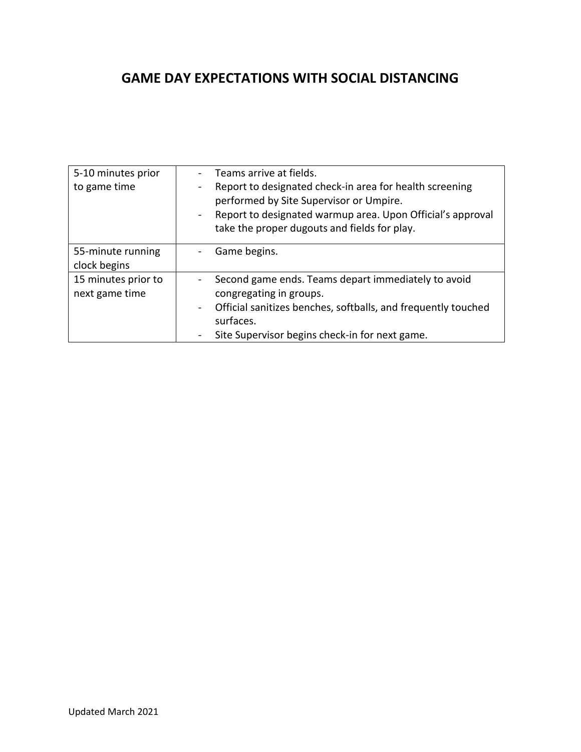# GAME DAY EXPECTATIONS WITH SOCIAL DISTANCING

| | |
|---|---|
| 5-10 minutes prior to game time | - Teams arrive at fields.<br>- Report to designated check-in area for health screening performed by Site Supervisor or Umpire.<br>- Report to designated warmup area. Upon Official's approval take the proper dugouts and fields for play. |
| 55-minute running clock begins | - Game begins. |
| 15 minutes prior to next game time | - Second game ends. Teams depart immediately to avoid congregating in groups.<br>- Official sanitizes benches, softballs, and frequently touched surfaces.<br>- Site Supervisor begins check-in for next game. |

Updated March 2021